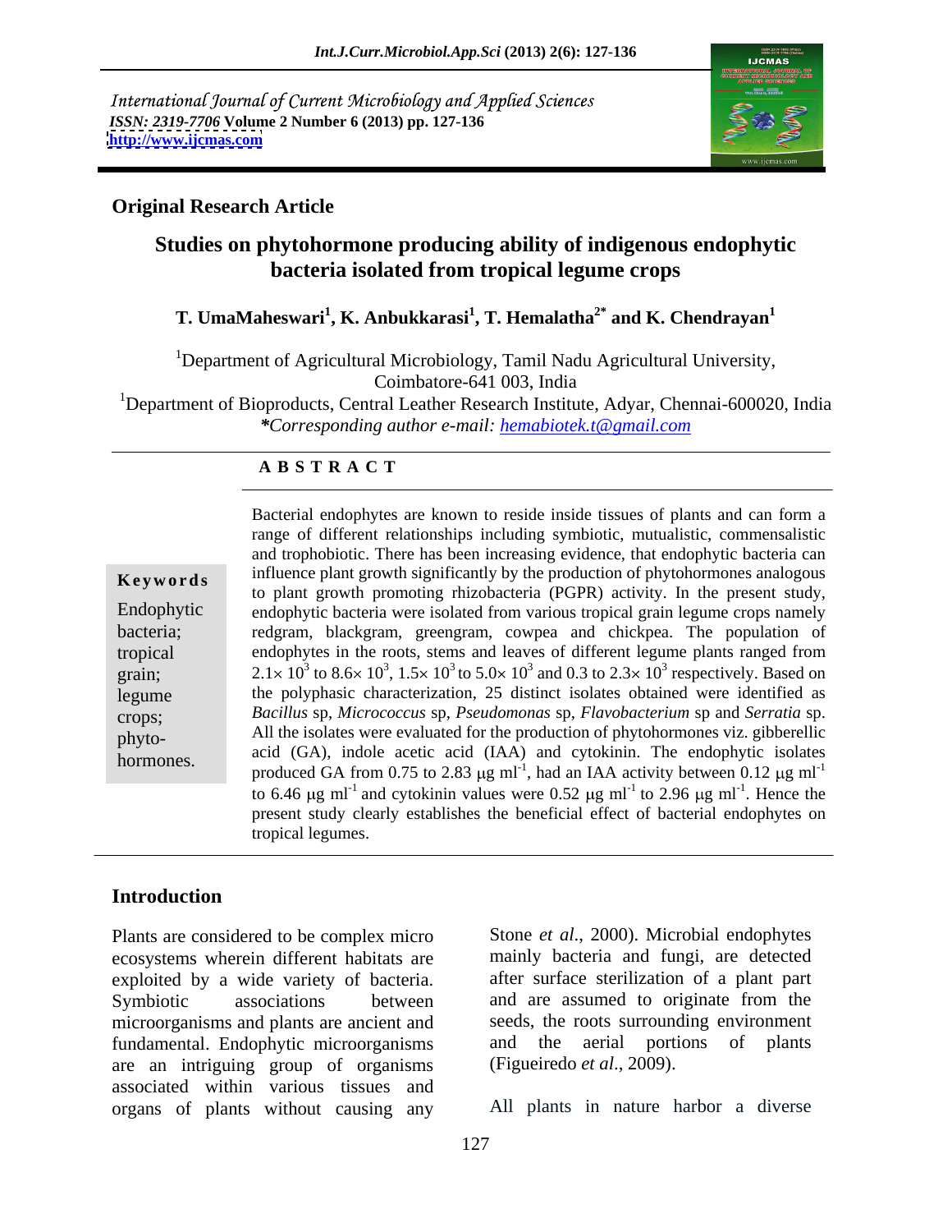International Journal of Current Microbiology and Applied Sciences
*ISSN: 2319-7706* **Volume 2 Number 6 (2013) pp. 127-136**
**http://www.ijcmas.com**

**Original Research Article**

# Studies on phytohormone producing ability of indigenous endophytic bacteria isolated from tropical legume crops

**T. UmaMaheswari[1], K. Anbukkarasi[1], T. Hemalatha[2*] and K. Chendrayan[1]**

[1]Department of Agricultural Microbiology, Tamil Nadu Agricultural University, Coimbatore-641 003, India

[1]Department of Bioproducts, Central Leather Research Institute, Adyar, Chennai-600020, India

*\*Corresponding author e-mail: hemabiotek.t@gmail.com*

## ABSTRACT

**Keywords**

Endophytic bacteria; tropical grain; legume crops; phyto-hormones.

Bacterial endophytes are known to reside inside tissues of plants and can form a range of different relationships including symbiotic, mutualistic, commensalistic and trophobiotic. There has been increasing evidence, that endophytic bacteria can influence plant growth significantly by the production of phytohormones analogous to plant growth promoting rhizobacteria (PGPR) activity. In the present study, endophytic bacteria were isolated from various tropical grain legume crops namely redgram, blackgram, greengram, cowpea and chickpea. The population of endophytes in the roots, stems and leaves of different legume plants ranged from $2.1\times 10^3$ to $8.6\times 10^3$, $1.5\times 10^3$ to $5.0\times 10^3$ and 0.3 to $2.3\times 10^3$ respectively. Based on the polyphasic characterization, 25 distinct isolates obtained were identified as *Bacillus* sp, *Micrococcus* sp, *Pseudomonas* sp, *Flavobacterium* sp and *Serratia* sp. All the isolates were evaluated for the production of phytohormones viz. gibberellic acid (GA), indole acetic acid (IAA) and cytokinin. The endophytic isolates produced GA from 0.75 to 2.83 $\mu$g ml$^{-1}$, had an IAA activity between 0.12 $\mu$g ml$^{-1}$ to 6.46 $\mu$g ml$^{-1}$ and cytokinin values were 0.52 $\mu$g ml$^{-1}$ to 2.96 $\mu$g ml$^{-1}$. Hence the present study clearly establishes the beneficial effect of bacterial endophytes on tropical legumes.

## Introduction

Plants are considered to be complex micro ecosystems wherein different habitats are exploited by a wide variety of bacteria. Symbiotic associations between microorganisms and plants are ancient and fundamental. Endophytic microorganisms are an intriguing group of organisms associated within various tissues and organs of plants without causing any Stone *et al*., 2000). Microbial endophytes mainly bacteria and fungi, are detected after surface sterilization of a plant part and are assumed to originate from the seeds, the roots surrounding environment and the aerial portions of plants (Figueiredo *et al*., 2009).

All plants in nature harbor a diverse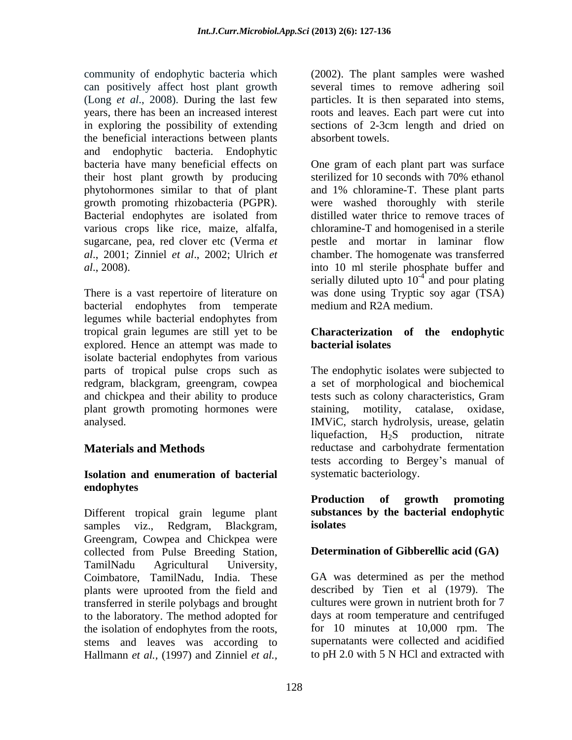community of endophytic bacteria which can positively affect host plant growth (Long *et al*., 2008). During the last few years, there has been an increased interest in exploring the possibility of extending the beneficial interactions between plants and endophytic bacteria. Endophytic bacteria have many beneficial effects on their host plant growth by producing phytohormones similar to that of plant growth promoting rhizobacteria (PGPR). Bacterial endophytes are isolated from various crops like rice, maize, alfalfa, sugarcane, pea, red clover etc (Verma *et al*., 2001; Zinniel *et al*., 2002; Ulrich *et al*., 2008).

There is a vast repertoire of literature on bacterial endophytes from temperate legumes while bacterial endophytes from tropical grain legumes are still yet to be explored. Hence an attempt was made to isolate bacterial endophytes from various parts of tropical pulse crops such as redgram, blackgram, greengram, cowpea and chickpea and their ability to produce plant growth promoting hormones were analysed.

## Materials and Methods

### Isolation and enumeration of bacterial endophytes

Different tropical grain legume plant samples viz., Redgram, Blackgram, Greengram, Cowpea and Chickpea were collected from Pulse Breeding Station, TamilNadu Agricultural University, Coimbatore, TamilNadu, India. These plants were uprooted from the field and transferred in sterile polybags and brought to the laboratory. The method adopted for the isolation of endophytes from the roots, stems and leaves was according to Hallmann *et al.,* (1997) and Zinniel *et al.,* (2002). The plant samples were washed several times to remove adhering soil particles. It is then separated into stems, roots and leaves. Each part were cut into sections of 2-3cm length and dried on absorbent towels.

One gram of each plant part was surface sterilized for 10 seconds with 70% ethanol and 1% chloramine-T. These plant parts were washed thoroughly with sterile distilled water thrice to remove traces of chloramine-T and homogenised in a sterile pestle and mortar in laminar flow chamber. The homogenate was transferred into 10 ml sterile phosphate buffer and serially diluted upto $10^{-4}$ and pour plating was done using Tryptic soy agar (TSA) medium and R2A medium.

### Characterization of the endophytic bacterial isolates

The endophytic isolates were subjected to a set of morphological and biochemical tests such as colony characteristics, Gram staining, motility, catalase, oxidase, IMViC, starch hydrolysis, urease, gelatin liquefaction, $H_2S$ production, nitrate reductase and carbohydrate fermentation tests according to Bergey's manual of systematic bacteriology.

### Production of growth promoting substances by the bacterial endophytic isolates

#### Determination of Gibberellic acid (GA)

GA was determined as per the method described by Tien et al (1979). The cultures were grown in nutrient broth for 7 days at room temperature and centrifuged for 10 minutes at 10,000 rpm. The supernatants were collected and acidified to pH 2.0 with 5 N HCl and extracted with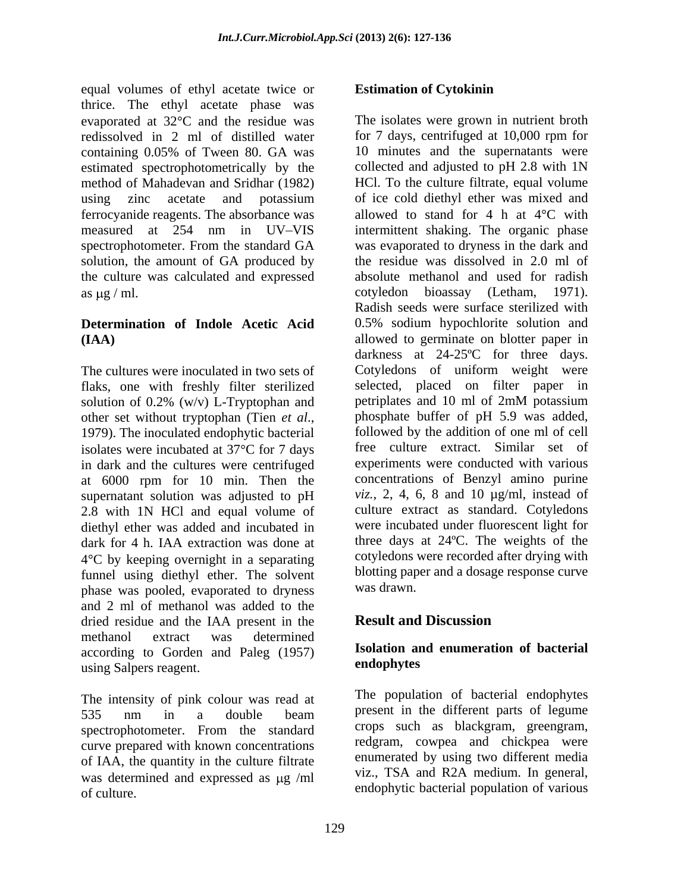equal volumes of ethyl acetate twice or thrice. The ethyl acetate phase was evaporated at 32°C and the residue was redissolved in 2 ml of distilled water containing 0.05% of Tween 80. GA was estimated spectrophotometrically by the method of Mahadevan and Sridhar (1982) using zinc acetate and potassium ferrocyanide reagents. The absorbance was measured at 254 nm in UV–VIS spectrophotometer. From the standard GA solution, the amount of GA produced by the culture was calculated and expressed as μg / ml.

### Determination of Indole Acetic Acid (IAA)

The cultures were inoculated in two sets of flaks, one with freshly filter sterilized solution of 0.2% (w/v) L-Tryptophan and other set without tryptophan (Tien *et al*., 1979). The inoculated endophytic bacterial isolates were incubated at 37°C for 7 days in dark and the cultures were centrifuged at 6000 rpm for 10 min. Then the supernatant solution was adjusted to pH 2.8 with 1N HCl and equal volume of diethyl ether was added and incubated in dark for 4 h. IAA extraction was done at 4°C by keeping overnight in a separating funnel using diethyl ether. The solvent phase was pooled, evaporated to dryness and 2 ml of methanol was added to the dried residue and the IAA present in the methanol extract was determined according to Gorden and Paleg (1957) using Salpers reagent.

The intensity of pink colour was read at 535 nm in a double beam spectrophotometer. From the standard curve prepared with known concentrations of IAA, the quantity in the culture filtrate was determined and expressed as μg /ml of culture.

### Estimation of Cytokinin

The isolates were grown in nutrient broth for 7 days, centrifuged at 10,000 rpm for 10 minutes and the supernatants were collected and adjusted to pH 2.8 with 1N HCl. To the culture filtrate, equal volume of ice cold diethyl ether was mixed and allowed to stand for 4 h at 4°C with intermittent shaking. The organic phase was evaporated to dryness in the dark and the residue was dissolved in 2.0 ml of absolute methanol and used for radish cotyledon bioassay (Letham, 1971). Radish seeds were surface sterilized with 0.5% sodium hypochlorite solution and allowed to germinate on blotter paper in darkness at 24-25ºC for three days. Cotyledons of uniform weight were selected, placed on filter paper in petriplates and 10 ml of 2mM potassium phosphate buffer of pH 5.9 was added, followed by the addition of one ml of cell free culture extract. Similar set of experiments were conducted with various concentrations of Benzyl amino purine *viz.*, 2, 4, 6, 8 and 10 µg/ml, instead of culture extract as standard. Cotyledons were incubated under fluorescent light for three days at 24ºC. The weights of the cotyledons were recorded after drying with blotting paper and a dosage response curve was drawn.

## Result and Discussion

### Isolation and enumeration of bacterial endophytes

The population of bacterial endophytes present in the different parts of legume crops such as blackgram, greengram, redgram, cowpea and chickpea were enumerated by using two different media viz., TSA and R2A medium. In general, endophytic bacterial population of various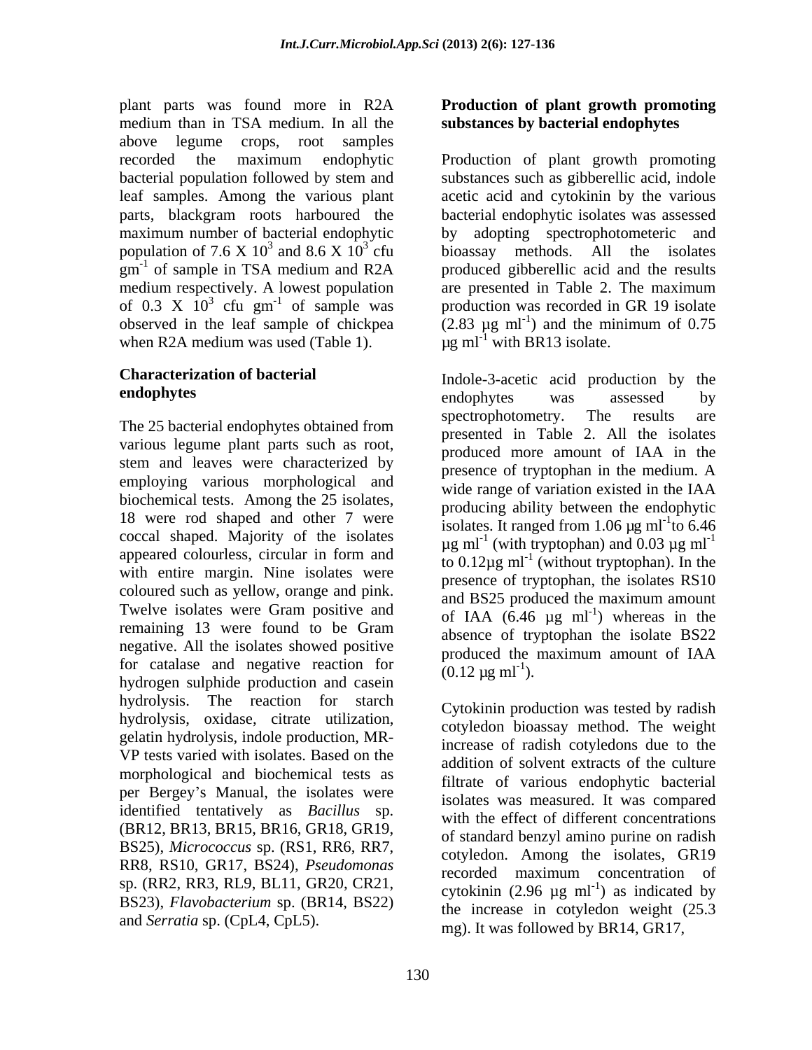plant parts was found more in R2A medium than in TSA medium. In all the above legume crops, root samples recorded the maximum endophytic bacterial population followed by stem and leaf samples. Among the various plant parts, blackgram roots harboured the maximum number of bacterial endophytic population of 7.6 X $10^3$ and 8.6 X $10^3$ cfu $gm^{-1}$ of sample in TSA medium and R2A medium respectively. A lowest population of 0.3 X $10^3$ cfu $gm^{-1}$ of sample was observed in the leaf sample of chickpea when R2A medium was used (Table 1).

### Characterization of bacterial endophytes

The 25 bacterial endophytes obtained from various legume plant parts such as root, stem and leaves were characterized by employing various morphological and biochemical tests. Among the 25 isolates, 18 were rod shaped and other 7 were coccal shaped. Majority of the isolates appeared colourless, circular in form and with entire margin. Nine isolates were coloured such as yellow, orange and pink. Twelve isolates were Gram positive and remaining 13 were found to be Gram negative. All the isolates showed positive for catalase and negative reaction for hydrogen sulphide production and casein hydrolysis. The reaction for starch hydrolysis, oxidase, citrate utilization, gelatin hydrolysis, indole production, MR-VP tests varied with isolates. Based on the morphological and biochemical tests as per Bergey's Manual, the isolates were identified tentatively as *Bacillus* sp. (BR12, BR13, BR15, BR16, GR18, GR19, BS25), *Micrococcus* sp. (RS1, RR6, RR7, RR8, RS10, GR17, BS24), *Pseudomonas* sp. (RR2, RR3, RL9, BL11, GR20, CR21, BS23), *Flavobacterium* sp. (BR14, BS22) and *Serratia* sp. (CpL4, CpL5).

### Production of plant growth promoting substances by bacterial endophytes

Production of plant growth promoting substances such as gibberellic acid, indole acetic acid and cytokinin by the various bacterial endophytic isolates was assessed by adopting spectrophotometeric and bioassay methods. All the isolates produced gibberellic acid and the results are presented in Table 2. The maximum production was recorded in GR 19 isolate (2.83 µg $ml^{-1}$) and the minimum of 0.75 µg $ml^{-1}$ with BR13 isolate.

Indole-3-acetic acid production by the endophytes was assessed by spectrophotometry. The results are presented in Table 2. All the isolates produced more amount of IAA in the presence of tryptophan in the medium. A wide range of variation existed in the IAA producing ability between the endophytic isolates. It ranged from 1.06 µg $ml^{-1}$to 6.46 µg $ml^{-1}$ (with tryptophan) and 0.03 µg $ml^{-1}$ to 0.12µg $ml^{-1}$ (without tryptophan). In the presence of tryptophan, the isolates RS10 and BS25 produced the maximum amount of IAA (6.46 µg $ml^{-1}$) whereas in the absence of tryptophan the isolate BS22 produced the maximum amount of IAA (0.12 µg $ml^{-1}$).

Cytokinin production was tested by radish cotyledon bioassay method. The weight increase of radish cotyledons due to the addition of solvent extracts of the culture filtrate of various endophytic bacterial isolates was measured. It was compared with the effect of different concentrations of standard benzyl amino purine on radish cotyledon. Among the isolates, GR19 recorded maximum concentration of cytokinin (2.96 µg $ml^{-1}$) as indicated by the increase in cotyledon weight (25.3 mg). It was followed by BR14, GR17,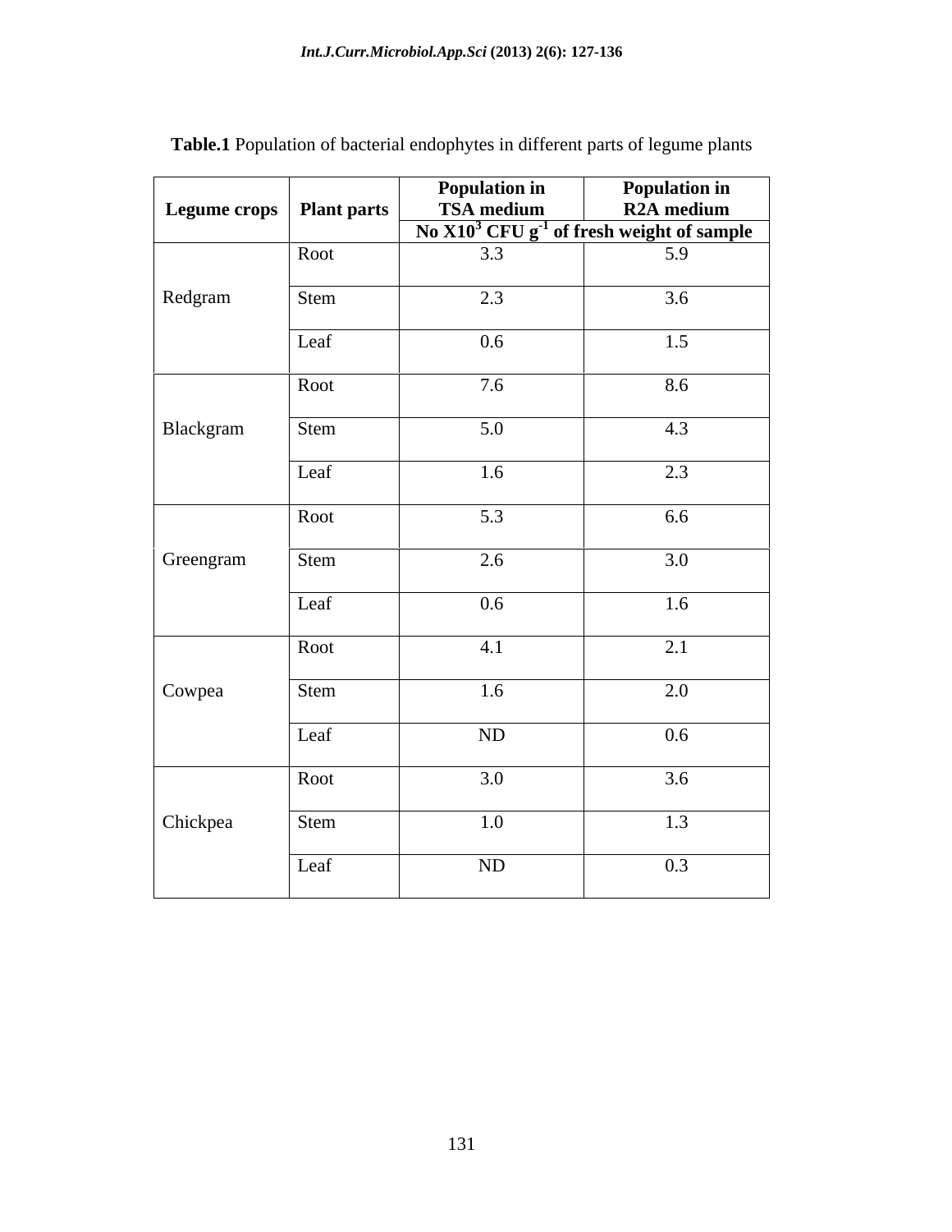**Table.1** Population of bacterial endophytes in different parts of legume plants

| Legume crops | Plant parts | Population in TSA medium | Population in R2A medium |
|---|---|---|---|
| | | No X$10^3$ CFU $g^{-1}$ of fresh weight of sample | |
| Redgram | Root | 3.3 | 5.9 |
| | Stem | 2.3 | 3.6 |
| | Leaf | 0.6 | 1.5 |
| Blackgram | Root | 7.6 | 8.6 |
| | Stem | 5.0 | 4.3 |
| | Leaf | 1.6 | 2.3 |
| Greengram | Root | 5.3 | 6.6 |
| | Stem | 2.6 | 3.0 |
| | Leaf | 0.6 | 1.6 |
| Cowpea | Root | 4.1 | 2.1 |
| | Stem | 1.6 | 2.0 |
| | Leaf | ND | 0.6 |
| Chickpea | Root | 3.0 | 3.6 |
| | Stem | 1.0 | 1.3 |
| | Leaf | ND | 0.3 |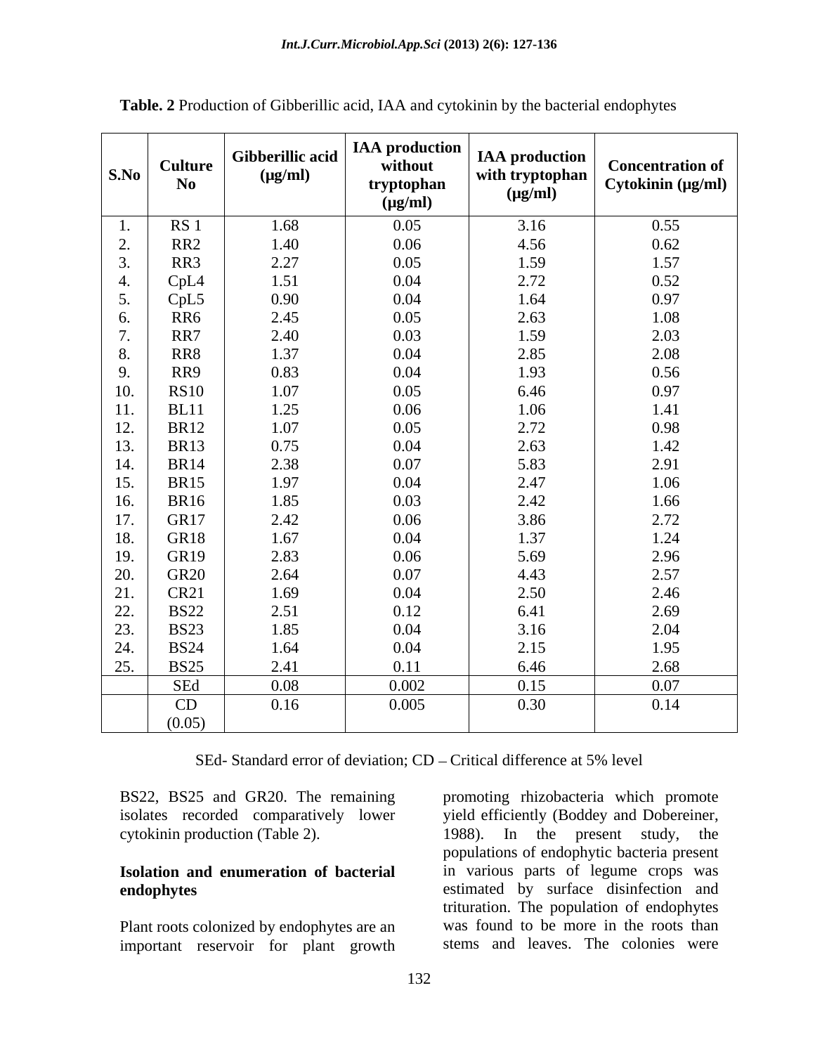**Table. 2** Production of Gibberillic acid, IAA and cytokinin by the bacterial endophytes

| S.No | Culture No | Gibberillic acid (µg/ml) | IAA production without tryptophan (µg/ml) | IAA production with tryptophan (µg/ml) | Concentration of Cytokinin (µg/ml) |
|---|---|---|---|---|---|
| 1. | RS 1 | 1.68 | 0.05 | 3.16 | 0.55 |
| 2. | RR2 | 1.40 | 0.06 | 4.56 | 0.62 |
| 3. | RR3 | 2.27 | 0.05 | 1.59 | 1.57 |
| 4. | CpL4 | 1.51 | 0.04 | 2.72 | 0.52 |
| 5. | CpL5 | 0.90 | 0.04 | 1.64 | 0.97 |
| 6. | RR6 | 2.45 | 0.05 | 2.63 | 1.08 |
| 7. | RR7 | 2.40 | 0.03 | 1.59 | 2.03 |
| 8. | RR8 | 1.37 | 0.04 | 2.85 | 2.08 |
| 9. | RR9 | 0.83 | 0.04 | 1.93 | 0.56 |
| 10. | RS10 | 1.07 | 0.05 | 6.46 | 0.97 |
| 11. | BL11 | 1.25 | 0.06 | 1.06 | 1.41 |
| 12. | BR12 | 1.07 | 0.05 | 2.72 | 0.98 |
| 13. | BR13 | 0.75 | 0.04 | 2.63 | 1.42 |
| 14. | BR14 | 2.38 | 0.07 | 5.83 | 2.91 |
| 15. | BR15 | 1.97 | 0.04 | 2.47 | 1.06 |
| 16. | BR16 | 1.85 | 0.03 | 2.42 | 1.66 |
| 17. | GR17 | 2.42 | 0.06 | 3.86 | 2.72 |
| 18. | GR18 | 1.67 | 0.04 | 1.37 | 1.24 |
| 19. | GR19 | 2.83 | 0.06 | 5.69 | 2.96 |
| 20. | GR20 | 2.64 | 0.07 | 4.43 | 2.57 |
| 21. | CR21 | 1.69 | 0.04 | 2.50 | 2.46 |
| 22. | BS22 | 2.51 | 0.12 | 6.41 | 2.69 |
| 23. | BS23 | 1.85 | 0.04 | 3.16 | 2.04 |
| 24. | BS24 | 1.64 | 0.04 | 2.15 | 1.95 |
| 25. | BS25 | 2.41 | 0.11 | 6.46 | 2.68 |
| | SEd | 0.08 | 0.002 | 0.15 | 0.07 |
| | CD (0.05) | 0.16 | 0.005 | 0.30 | 0.14 |

SEd- Standard error of deviation; CD – Critical difference at 5% level

BS22, BS25 and GR20. The remaining isolates recorded comparatively lower cytokinin production (Table 2).

**Isolation and enumeration of bacterial endophytes**

Plant roots colonized by endophytes are an important reservoir for plant growth promoting rhizobacteria which promote yield efficiently (Boddey and Dobereiner, 1988). In the present study, the populations of endophytic bacteria present in various parts of legume crops was estimated by surface disinfection and trituration. The population of endophytes was found to be more in the roots than stems and leaves. The colonies were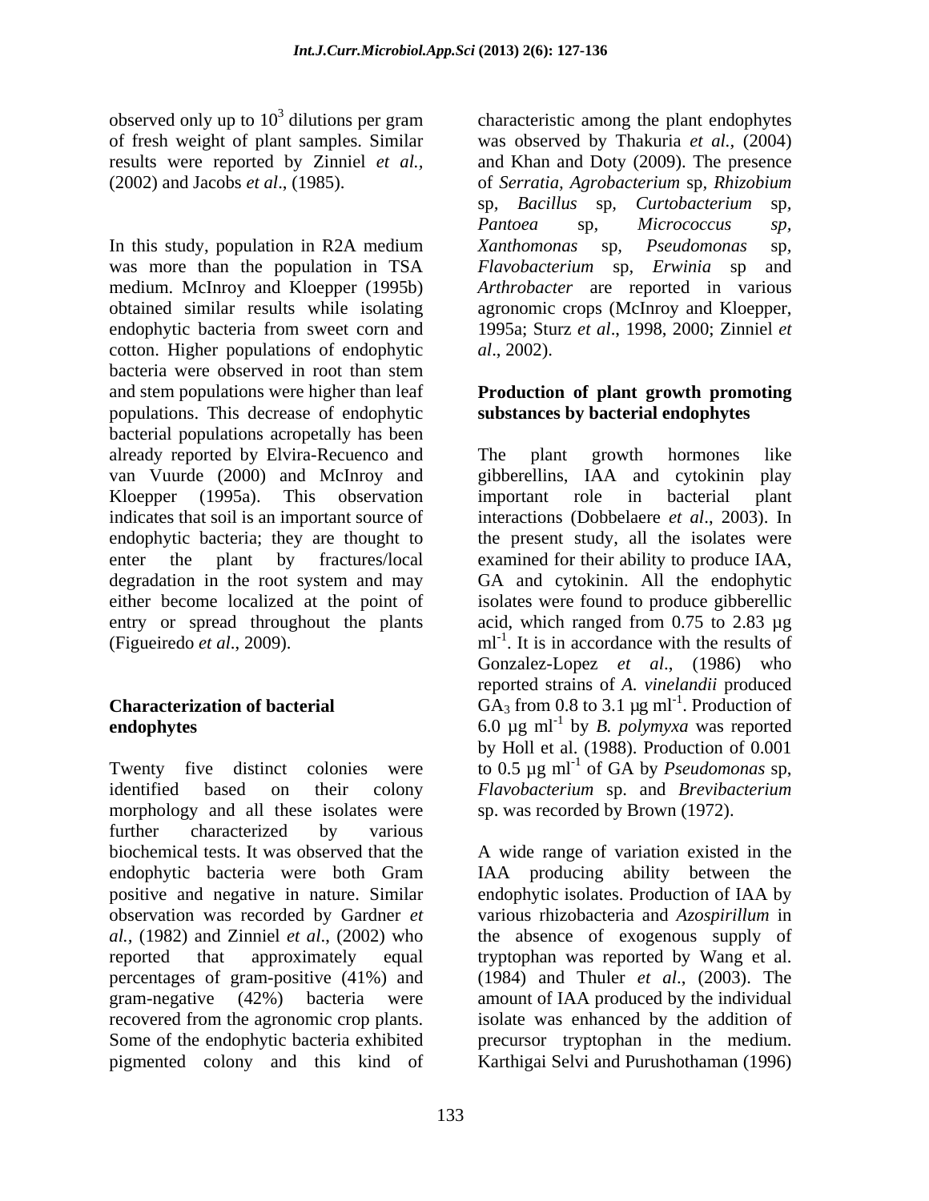observed only up to $10^3$ dilutions per gram of fresh weight of plant samples. Similar results were reported by Zinniel *et al.,* (2002) and Jacobs *et al*., (1985).

In this study, population in R2A medium was more than the population in TSA medium. McInroy and Kloepper (1995b) obtained similar results while isolating endophytic bacteria from sweet corn and cotton. Higher populations of endophytic bacteria were observed in root than stem and stem populations were higher than leaf populations. This decrease of endophytic bacterial populations acropetally has been already reported by Elvira-Recuenco and van Vuurde (2000) and McInroy and Kloepper (1995a). This observation indicates that soil is an important source of endophytic bacteria; they are thought to enter the plant by fractures/local degradation in the root system and may either become localized at the point of entry or spread throughout the plants (Figueiredo *et al*., 2009).

**Characterization of bacterial endophytes**

Twenty five distinct colonies were identified based on their colony morphology and all these isolates were further characterized by various biochemical tests. It was observed that the endophytic bacteria were both Gram positive and negative in nature. Similar observation was recorded by Gardner *et al.,* (1982) and Zinniel *et al*., (2002) who reported that approximately equal percentages of gram-positive (41%) and gram-negative (42%) bacteria were recovered from the agronomic crop plants. Some of the endophytic bacteria exhibited pigmented colony and this kind of characteristic among the plant endophytes was observed by Thakuria *et al.,* (2004) and Khan and Doty (2009). The presence of *Serratia, Agrobacterium* sp, *Rhizobium* sp, *Bacillus* sp, *Curtobacterium* sp, *Pantoea* sp, *Micrococcus sp*, *Xanthomonas* sp, *Pseudomonas* sp, *Flavobacterium* sp, *Erwinia* sp and *Arthrobacter* are reported in various agronomic crops (McInroy and Kloepper, 1995a; Sturz *et al*., 1998, 2000; Zinniel *et al*., 2002).

**Production of plant growth promoting substances by bacterial endophytes**

The plant growth hormones like gibberellins, IAA and cytokinin play important role in bacterial plant interactions (Dobbelaere *et al*., 2003). In the present study, all the isolates were examined for their ability to produce IAA, GA and cytokinin. All the endophytic isolates were found to produce gibberellic acid, which ranged from 0.75 to 2.83 µg $ml^{-1}$. It is in accordance with the results of Gonzalez-Lopez *et al*., (1986) who reported strains of *A. vinelandii* produced $GA_3$ from 0.8 to 3.1 µg $ml^{-1}$. Production of 6.0 µg $ml^{-1}$ by *B. polymyxa* was reported by Holl et al. (1988). Production of 0.001 to 0.5 µg $ml^{-1}$ of GA by *Pseudomonas* sp, *Flavobacterium* sp. and *Brevibacterium* sp. was recorded by Brown (1972).

A wide range of variation existed in the IAA producing ability between the endophytic isolates. Production of IAA by various rhizobacteria and *Azospirillum* in the absence of exogenous supply of tryptophan was reported by Wang et al. (1984) and Thuler *et al*., (2003). The amount of IAA produced by the individual isolate was enhanced by the addition of precursor tryptophan in the medium. Karthigai Selvi and Purushothaman (1996)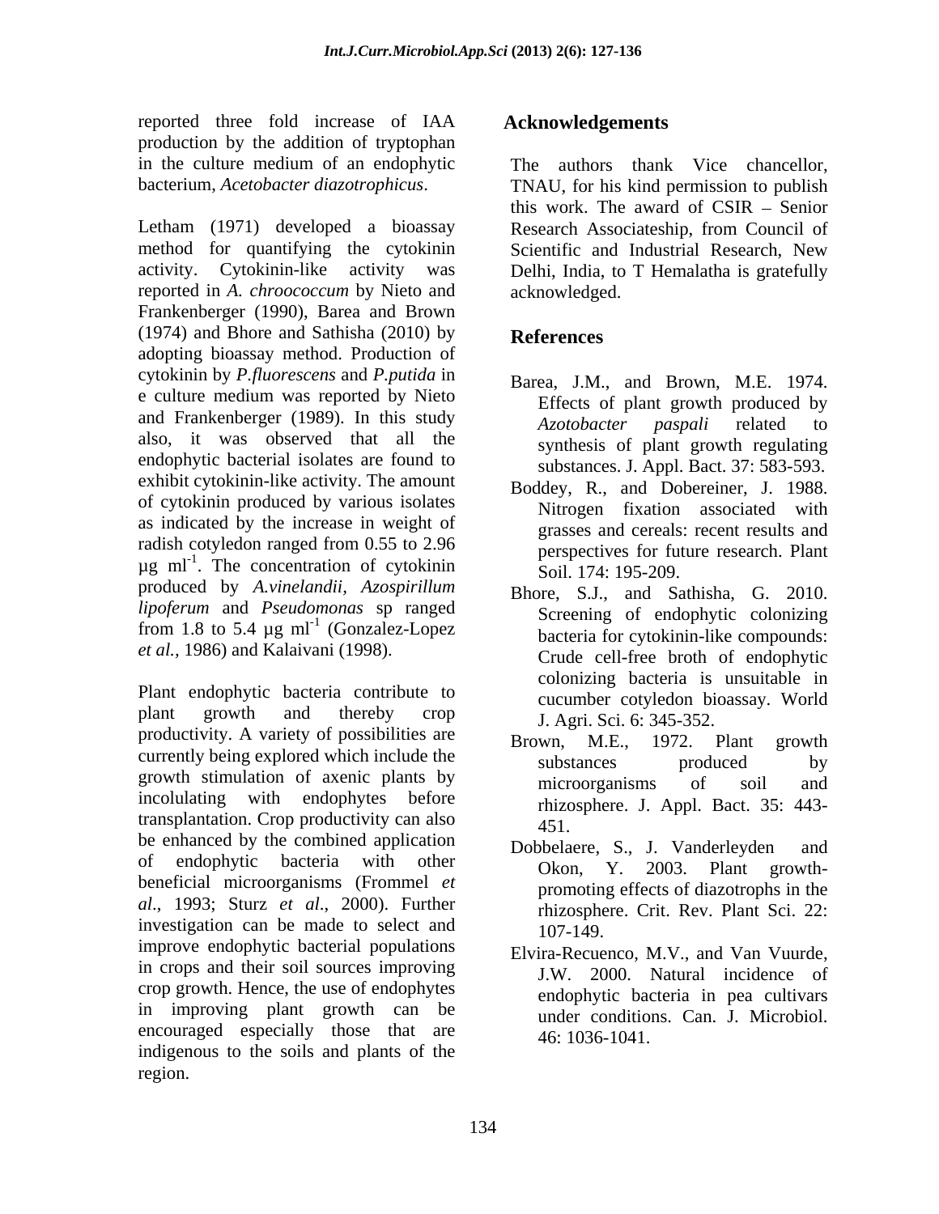reported three fold increase of IAA production by the addition of tryptophan in the culture medium of an endophytic bacterium, *Acetobacter diazotrophicus*.

Letham (1971) developed a bioassay method for quantifying the cytokinin activity. Cytokinin-like activity was reported in *A. chroococcum* by Nieto and Frankenberger (1990), Barea and Brown (1974) and Bhore and Sathisha (2010) by adopting bioassay method. Production of cytokinin by *P.fluorescens* and *P.putida* in e culture medium was reported by Nieto and Frankenberger (1989). In this study also, it was observed that all the endophytic bacterial isolates are found to exhibit cytokinin-like activity. The amount of cytokinin produced by various isolates as indicated by the increase in weight of radish cotyledon ranged from 0.55 to 2.96 µg $ml^{-1}$. The concentration of cytokinin produced by *A.vinelandii*, *Azospirillum lipoferum* and *Pseudomonas* sp ranged from 1.8 to 5.4 µg $ml^{-1}$ (Gonzalez-Lopez *et al.*, 1986) and Kalaivani (1998).

Plant endophytic bacteria contribute to plant growth and thereby crop productivity. A variety of possibilities are currently being explored which include the growth stimulation of axenic plants by incolulating with endophytes before transplantation. Crop productivity can also be enhanced by the combined application of endophytic bacteria with other beneficial microorganisms (Frommel *et al*., 1993; Sturz *et al*., 2000). Further investigation can be made to select and improve endophytic bacterial populations in crops and their soil sources improving crop growth. Hence, the use of endophytes in improving plant growth can be encouraged especially those that are indigenous to the soils and plants of the region.

## Acknowledgements

The authors thank Vice chancellor, TNAU, for his kind permission to publish this work. The award of CSIR – Senior Research Associateship, from Council of Scientific and Industrial Research, New Delhi, India, to T Hemalatha is gratefully acknowledged.

## References

Barea, J.M., and Brown, M.E. 1974. Effects of plant growth produced by *Azotobacter paspali* related to synthesis of plant growth regulating substances. J. Appl. Bact. 37: 583-593.

Boddey, R., and Dobereiner, J. 1988. Nitrogen fixation associated with grasses and cereals: recent results and perspectives for future research. Plant Soil. 174: 195-209.

Bhore, S.J., and Sathisha, G. 2010. Screening of endophytic colonizing bacteria for cytokinin-like compounds: Crude cell-free broth of endophytic colonizing bacteria is unsuitable in cucumber cotyledon bioassay. World J. Agri. Sci. 6: 345-352.

Brown, M.E., 1972. Plant growth substances produced by microorganisms of soil and rhizosphere. J. Appl. Bact. 35: 443-451.

Dobbelaere, S., J. Vanderleyden and Okon, Y. 2003. Plant growth-promoting effects of diazotrophs in the rhizosphere. Crit. Rev. Plant Sci. 22: 107-149.

Elvira-Recuenco, M.V., and Van Vuurde, J.W. 2000. Natural incidence of endophytic bacteria in pea cultivars under conditions. Can. J. Microbiol. 46: 1036-1041.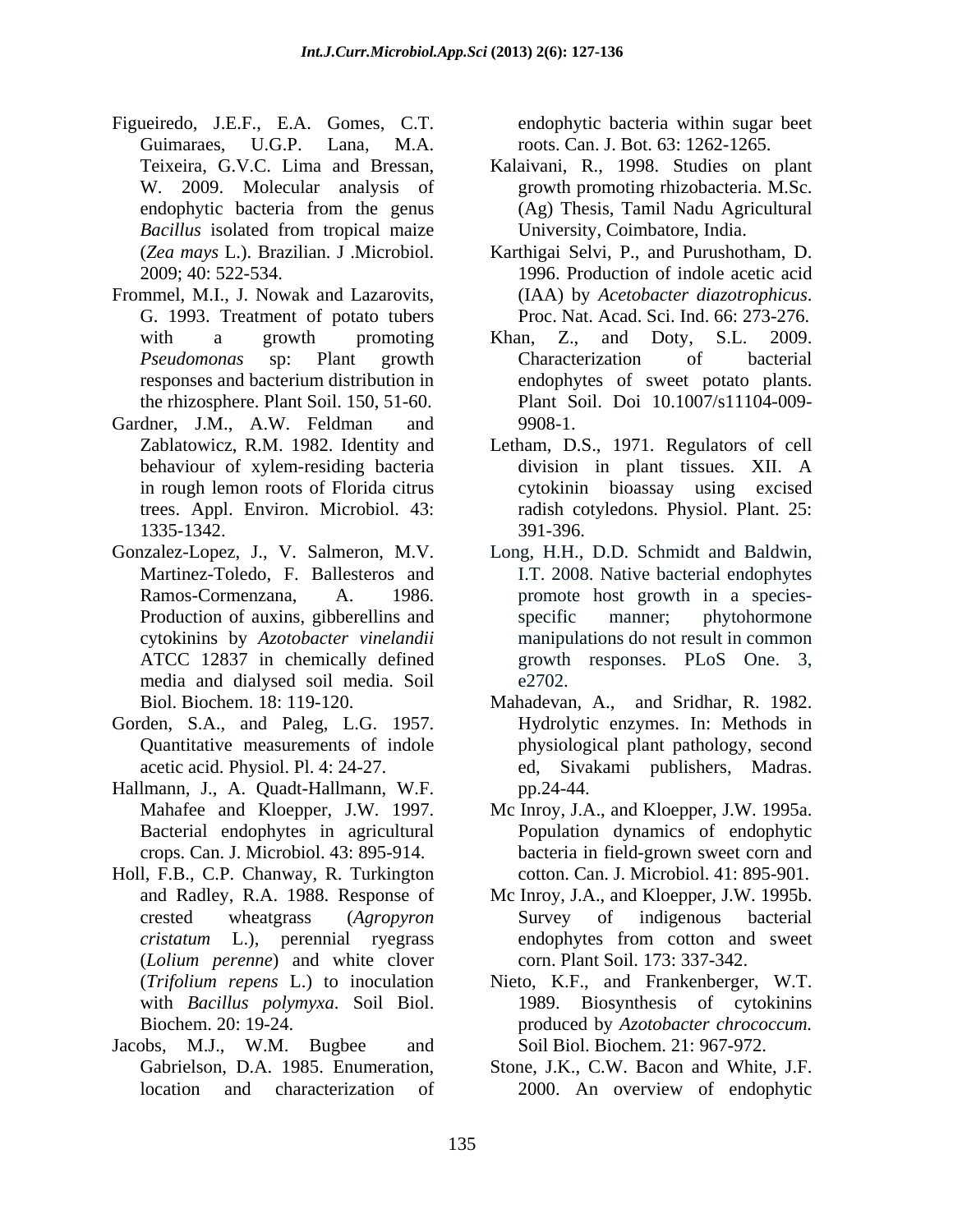Figueiredo, J.E.F., E.A. Gomes, C.T. Guimaraes, U.G.P. Lana, M.A. Teixeira, G.V.C. Lima and Bressan, W. 2009. Molecular analysis of endophytic bacteria from the genus *Bacillus* isolated from tropical maize (*Zea mays* L.). Brazilian. J .Microbiol. 2009; 40: 522-534.

Frommel, M.I., J. Nowak and Lazarovits, G. 1993. Treatment of potato tubers with a growth promoting *Pseudomonas* sp: Plant growth responses and bacterium distribution in the rhizosphere. Plant Soil. 150, 51-60.

Gardner, J.M., A.W. Feldman and Zablatowicz, R.M. 1982. Identity and behaviour of xylem-residing bacteria in rough lemon roots of Florida citrus trees. Appl. Environ. Microbiol. 43: 1335-1342.

Gonzalez-Lopez, J., V. Salmeron, M.V. Martinez-Toledo, F. Ballesteros and Ramos-Cormenzana, A. 1986. Production of auxins, gibberellins and cytokinins by *Azotobacter vinelandii* ATCC 12837 in chemically defined media and dialysed soil media. Soil Biol. Biochem. 18: 119-120.

Gorden, S.A., and Paleg, L.G. 1957. Quantitative measurements of indole acetic acid. Physiol. Pl. 4: 24-27.

Hallmann, J., A. Quadt-Hallmann, W.F. Mahafee and Kloepper, J.W. 1997. Bacterial endophytes in agricultural crops. Can. J. Microbiol. 43: 895-914.

Holl, F.B., C.P. Chanway, R. Turkington and Radley, R.A. 1988. Response of crested wheatgrass (*Agropyron cristatum* L.), perennial ryegrass (*Lolium perenne*) and white clover (*Trifolium repens* L.) to inoculation with *Bacillus polymyxa*. Soil Biol. Biochem. 20: 19-24.

Jacobs, M.J., W.M. Bugbee and Gabrielson, D.A. 1985. Enumeration, location and characterization of endophytic bacteria within sugar beet roots. Can. J. Bot. 63: 1262-1265.

Kalaivani, R., 1998. Studies on plant growth promoting rhizobacteria. M.Sc. (Ag) Thesis, Tamil Nadu Agricultural University, Coimbatore, India.

Karthigai Selvi, P., and Purushotham, D. 1996. Production of indole acetic acid (IAA) by *Acetobacter diazotrophicus*. Proc. Nat. Acad. Sci. Ind. 66: 273-276.

Khan, Z., and Doty, S.L. 2009. Characterization of bacterial endophytes of sweet potato plants. Plant Soil. Doi 10.1007/s11104-009-9908-1.

Letham, D.S., 1971. Regulators of cell division in plant tissues. XII. A cytokinin bioassay using excised radish cotyledons. Physiol. Plant. 25: 391-396.

Long, H.H., D.D. Schmidt and Baldwin, I.T. 2008. Native bacterial endophytes promote host growth in a species-specific manner; phytohormone manipulations do not result in common growth responses. PLoS One. 3, e2702.

Mahadevan, A., and Sridhar, R. 1982. Hydrolytic enzymes. In: Methods in physiological plant pathology, second ed, Sivakami publishers, Madras. pp.24-44.

Mc Inroy, J.A., and Kloepper, J.W. 1995a. Population dynamics of endophytic bacteria in field-grown sweet corn and cotton. Can. J. Microbiol. 41: 895-901.

Mc Inroy, J.A., and Kloepper, J.W. 1995b. Survey of indigenous bacterial endophytes from cotton and sweet corn. Plant Soil. 173: 337-342.

Nieto, K.F., and Frankenberger, W.T. 1989. Biosynthesis of cytokinins produced by *Azotobacter chrococcum.* Soil Biol. Biochem. 21: 967-972.

Stone, J.K., C.W. Bacon and White, J.F. 2000. An overview of endophytic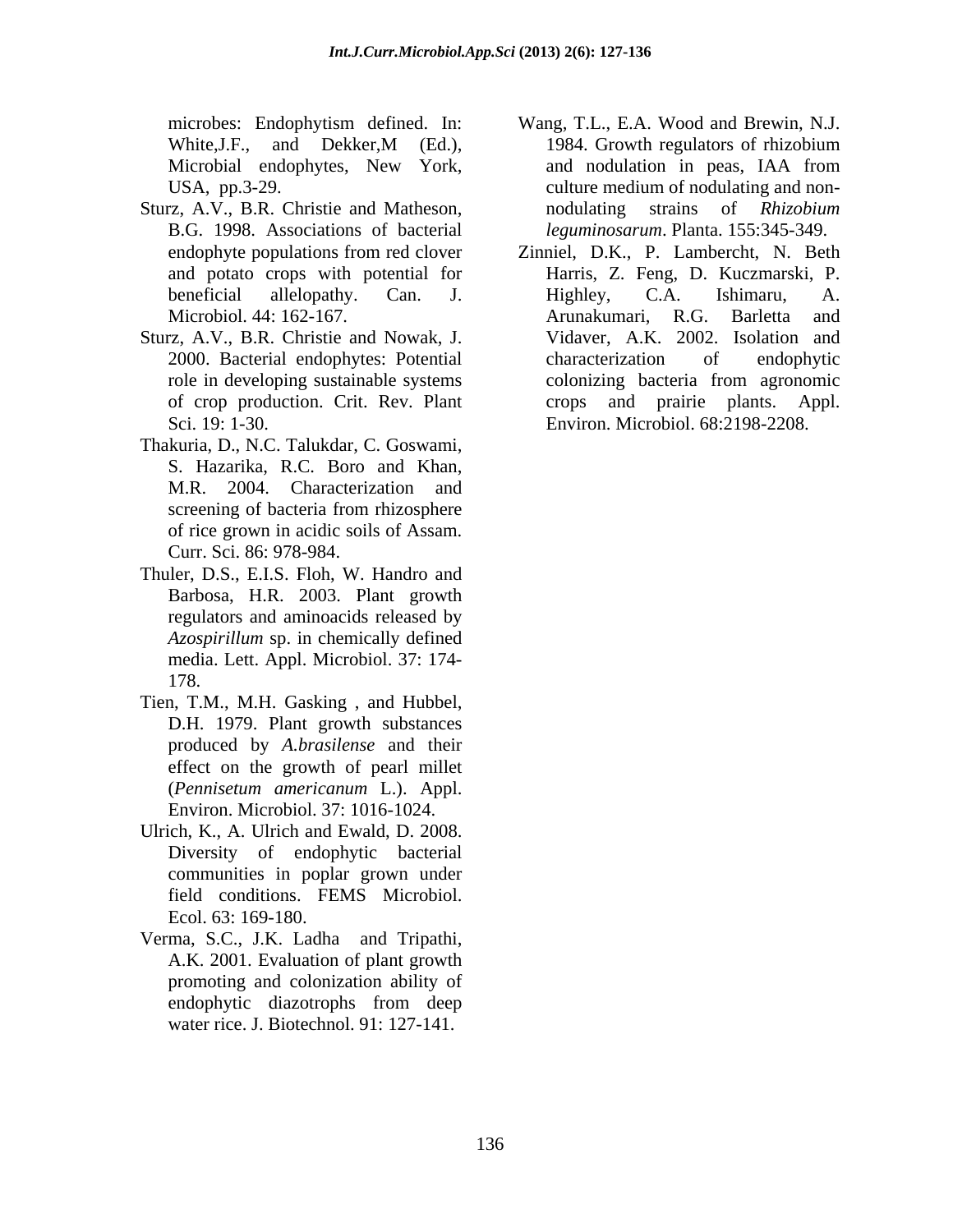microbes: Endophytism defined. In: White,J.F., and Dekker,M (Ed.), Microbial endophytes, New York, USA, pp.3-29.

Sturz, A.V., B.R. Christie and Matheson, B.G. 1998. Associations of bacterial endophyte populations from red clover and potato crops with potential for beneficial allelopathy. Can. J. Microbiol. 44: 162-167.

Sturz, A.V., B.R. Christie and Nowak, J. 2000. Bacterial endophytes: Potential role in developing sustainable systems of crop production. Crit. Rev. Plant Sci. 19: 1-30.

Thakuria, D., N.C. Talukdar, C. Goswami, S. Hazarika, R.C. Boro and Khan, M.R. 2004. Characterization and screening of bacteria from rhizosphere of rice grown in acidic soils of Assam. Curr. Sci. 86: 978-984.

Thuler, D.S., E.I.S. Floh, W. Handro and Barbosa, H.R. 2003. Plant growth regulators and aminoacids released by *Azospirillum* sp. in chemically defined media. Lett. Appl. Microbiol. 37: 174-178.

Tien, T.M., M.H. Gasking , and Hubbel, D.H. 1979. Plant growth substances produced by *A.brasilense* and their effect on the growth of pearl millet (*Pennisetum americanum* L.). Appl. Environ. Microbiol. 37: 1016-1024.

Ulrich, K., A. Ulrich and Ewald, D. 2008. Diversity of endophytic bacterial communities in poplar grown under field conditions. FEMS Microbiol. Ecol. 63: 169-180.

Verma, S.C., J.K. Ladha and Tripathi, A.K. 2001. Evaluation of plant growth promoting and colonization ability of endophytic diazotrophs from deep water rice. J. Biotechnol. 91: 127-141.

Wang, T.L., E.A. Wood and Brewin, N.J. 1984. Growth regulators of rhizobium and nodulation in peas, IAA from culture medium of nodulating and non-nodulating strains of *Rhizobium leguminosarum*. Planta. 155:345-349.

Zinniel, D.K., P. Lambercht, N. Beth Harris, Z. Feng, D. Kuczmarski, P. Highley, C.A. Ishimaru, A. Arunakumari, R.G. Barletta and Vidaver, A.K. 2002. Isolation and characterization of endophytic colonizing bacteria from agronomic crops and prairie plants. Appl. Environ. Microbiol. 68:2198-2208.